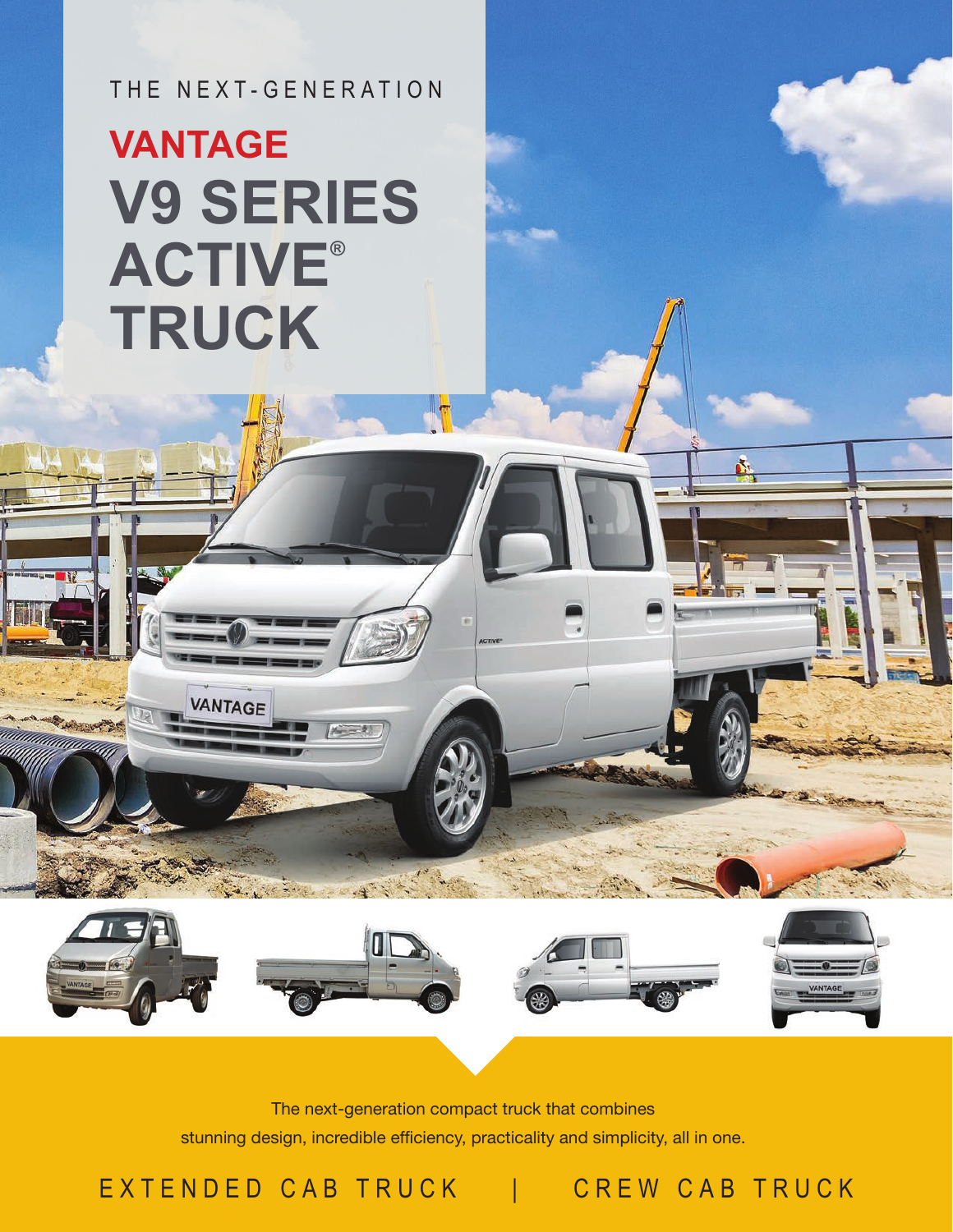THE NEXT-GENERATION

# VANTAGE V9 SERIES ACTIVE® TRUCK

The next-generation compact truck that combines stunning design, incredible efficiency, practicality and simplicity, all in one.

EXTENDED CAB TRUCK | CREW CAB TRUCK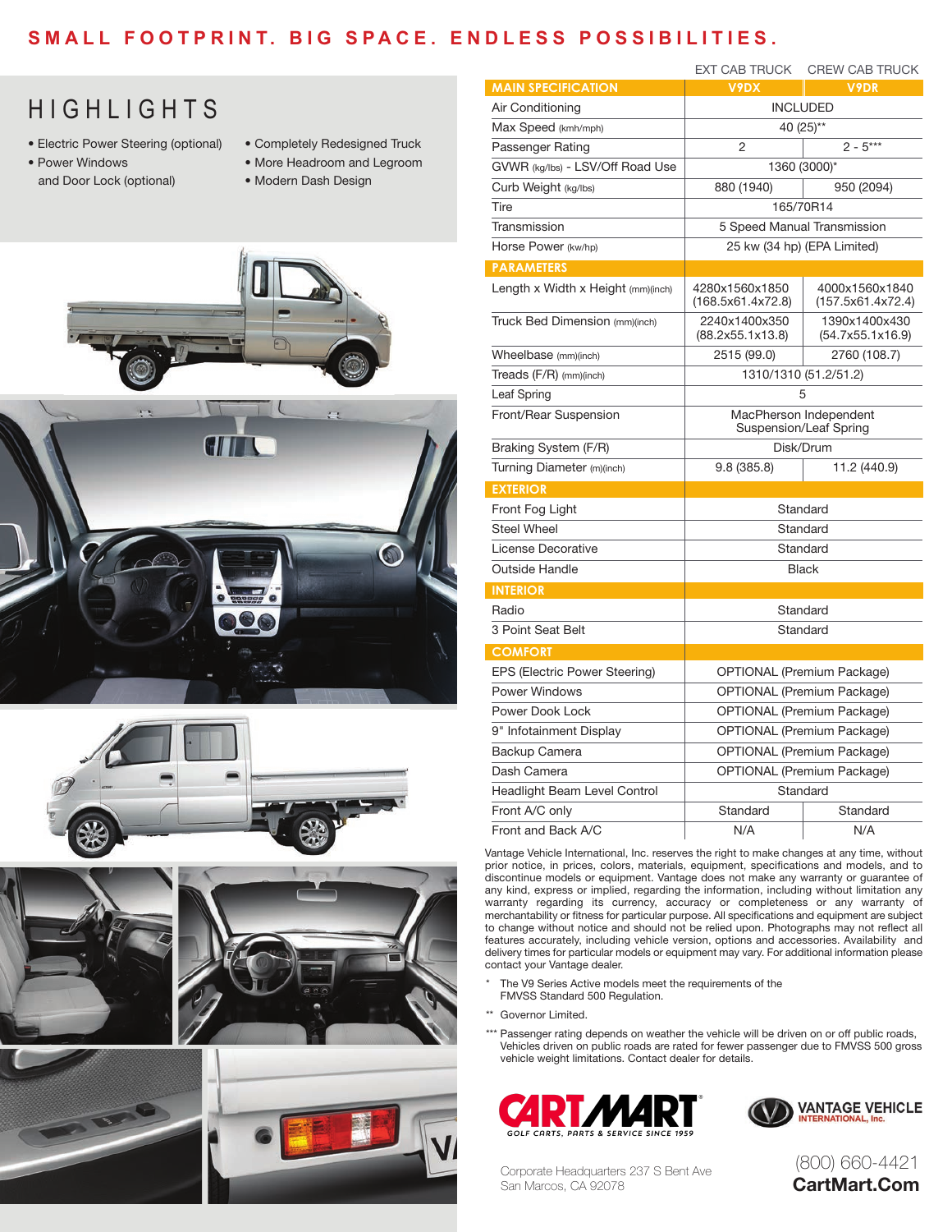SMALL FOOTPRINT. BIG SPACE. ENDLESS POSSIBILITIES.

# HIGHLIGHTS

- Electric Power Steering (optional)
- Power Windows and Door Lock (optional)
- Completely Redesigned Truck
- More Headroom and Legroom
- Modern Dash Design

| | EXT CAB TRUCK | CREW CAB TRUCK |
|---|---|---|
| **MAIN SPECIFICATION** | **V9DX** | **V9DR** |
| Air Conditioning | INCLUDED | |
| Max Speed (kmh/mph) | 40 (25)** | |
| Passenger Rating | 2 | 2 - 5*** |
| GVWR (kg/lbs) - LSV/Off Road Use | 1360 (3000)* | |
| Curb Weight (kg/lbs) | 880 (1940) | 950 (2094) |
| Tire | 165/70R14 | |
| Transmission | 5 Speed Manual Transmission | |
| Horse Power (kw/hp) | 25 kw (34 hp) (EPA Limited) | |
| **PARAMETERS** | | |
| Length x Width x Height (mm)(inch) | 4280x1560x1850 (168.5x61.4x72.8) | 4000x1560x1840 (157.5x61.4x72.4) |
| Truck Bed Dimension (mm)(inch) | 2240x1400x350 (88.2x55.1x13.8) | 1390x1400x430 (54.7x55.1x16.9) |
| Wheelbase (mm)(inch) | 2515 (99.0) | 2760 (108.7) |
| Treads (F/R) (mm)(inch) | 1310/1310 (51.2/51.2) | |
| Leaf Spring | 5 | |
| Front/Rear Suspension | MacPherson Independent Suspension/Leaf Spring | |
| Braking System (F/R) | Disk/Drum | |
| Turning Diameter (m)(inch) | 9.8 (385.8) | 11.2 (440.9) |
| **EXTERIOR** | | |
| Front Fog Light | Standard | |
| Steel Wheel | Standard | |
| License Decorative | Standard | |
| Outside Handle | Black | |
| **INTERIOR** | | |
| Radio | Standard | |
| 3 Point Seat Belt | Standard | |
| **COMFORT** | | |
| EPS (Electric Power Steering) | OPTIONAL (Premium Package) | |
| Power Windows | OPTIONAL (Premium Package) | |
| Power Dook Lock | OPTIONAL (Premium Package) | |
| 9" Infotainment Display | OPTIONAL (Premium Package) | |
| Backup Camera | OPTIONAL (Premium Package) | |
| Dash Camera | OPTIONAL (Premium Package) | |
| Headlight Beam Level Control | Standard | |
| Front A/C only | Standard | Standard |
| Front and Back A/C | N/A | N/A |

Vantage Vehicle International, Inc. reserves the right to make changes at any time, without prior notice, in prices, colors, materials, equipment, specifications and models, and to discontinue models or equipment. Vantage does not make any warranty or guarantee of any kind, express or implied, regarding the information, including without limitation any warranty regarding its currency, accuracy or completeness or any warranty of merchantability or fitness for particular purpose. All specifications and equipment are subject to change without notice and should not be relied upon. Photographs may not reflect all features accurately, including vehicle version, options and accessories. Availability and delivery times for particular models or equipment may vary. For additional information please contact your Vantage dealer.

\* The V9 Series Active models meet the requirements of the FMVSS Standard 500 Regulation.

\*\* Governor Limited.

\*\*\* Passenger rating depends on weather the vehicle will be driven on or off public roads, Vehicles driven on public roads are rated for fewer passenger due to FMVSS 500 gross vehicle weight limitations. Contact dealer for details.

CARTMART
GOLF CARTS, PARTS & SERVICE SINCE 1959

VANTAGE VEHICLE
INTERNATIONAL, Inc.

Corporate Headquarters 237 S Bent Ave
San Marcos, CA 92078

(800) 660-4421
**CartMart.Com**